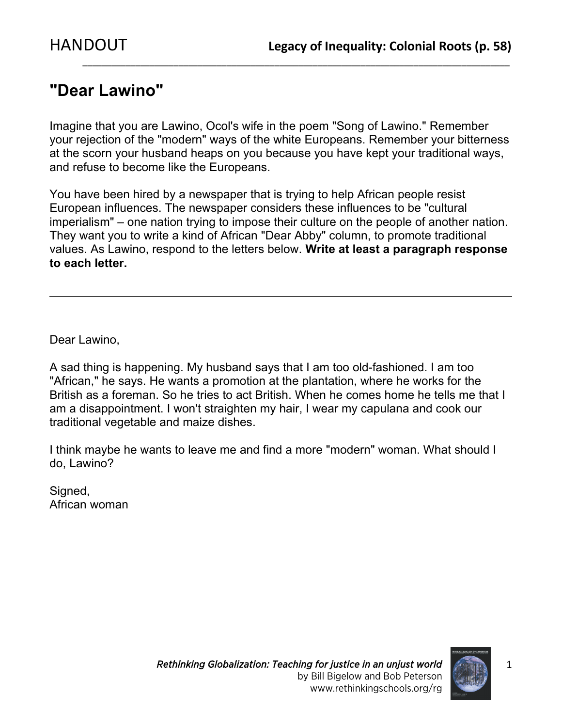# "Dear Lawino"

Imagine that you are Lawino, Ocol's wife in the poem "Song of Lawino." Remember your rejection of the "modern" ways of the white Europeans. Remember your bitterness at the scorn your husband heaps on you because you have kept your traditional ways, and refuse to become like the Europeans.

You have been hired by a newspaper that is trying to help African people resist European influences. The newspaper considers these influences to be "cultural imperialism" – one nation trying to impose their culture on the people of another nation. They want you to write a kind of African "Dear Abby" column, to promote traditional values. As Lawino, respond to the letters below. **Write at least a paragraph response to each letter.**

---

Dear Lawino,

A sad thing is happening. My husband says that I am too old-fashioned. I am too "African," he says. He wants a promotion at the plantation, where he works for the British as a foreman. So he tries to act British. When he comes home he tells me that I am a disappointment. I won't straighten my hair, I wear my capulana and cook our traditional vegetable and maize dishes.

I think maybe he wants to leave me and find a more "modern" woman. What should I do, Lawino?

Signed,
African woman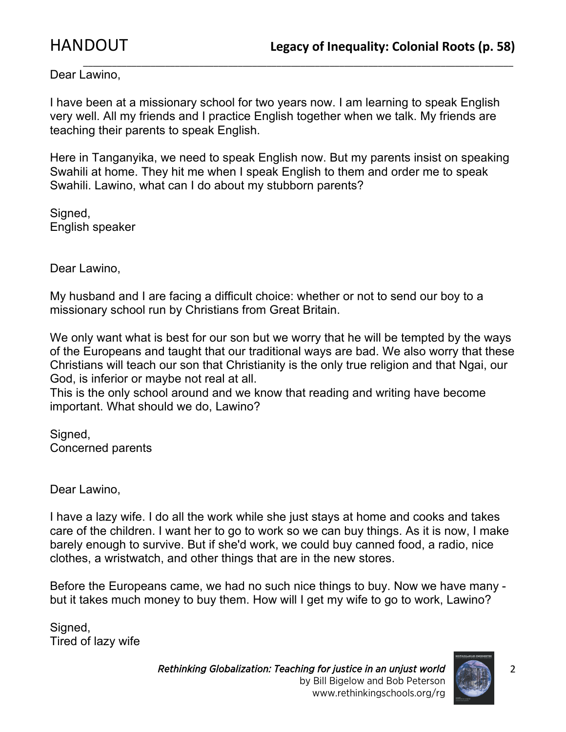Dear Lawino,

I have been at a missionary school for two years now. I am learning to speak English very well. All my friends and I practice English together when we talk. My friends are teaching their parents to speak English.

Here in Tanganyika, we need to speak English now. But my parents insist on speaking Swahili at home. They hit me when I speak English to them and order me to speak Swahili. Lawino, what can I do about my stubborn parents?

Signed,
English speaker

Dear Lawino,

My husband and I are facing a difficult choice: whether or not to send our boy to a missionary school run by Christians from Great Britain.

We only want what is best for our son but we worry that he will be tempted by the ways of the Europeans and taught that our traditional ways are bad. We also worry that these Christians will teach our son that Christianity is the only true religion and that Ngai, our God, is inferior or maybe not real at all.
This is the only school around and we know that reading and writing have become important. What should we do, Lawino?

Signed,
Concerned parents

Dear Lawino,

I have a lazy wife. I do all the work while she just stays at home and cooks and takes care of the children. I want her to go to work so we can buy things. As it is now, I make barely enough to survive. But if she'd work, we could buy canned food, a radio, nice clothes, a wristwatch, and other things that are in the new stores.

Before the Europeans came, we had no such nice things to buy. Now we have many - but it takes much money to buy them. How will I get my wife to go to work, Lawino?

Signed,
Tired of lazy wife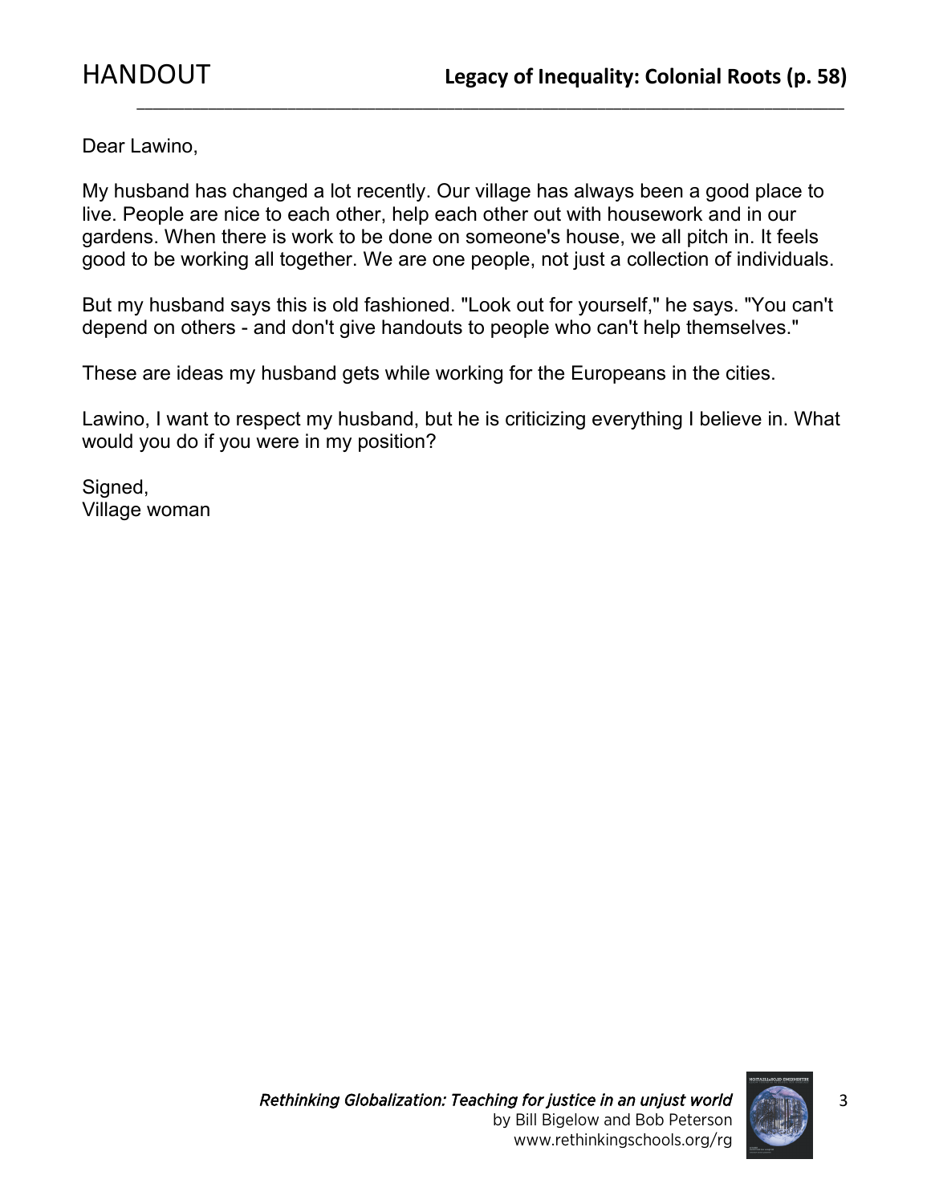Dear Lawino,

My husband has changed a lot recently. Our village has always been a good place to live. People are nice to each other, help each other out with housework and in our gardens. When there is work to be done on someone's house, we all pitch in. It feels good to be working all together. We are one people, not just a collection of individuals.

But my husband says this is old fashioned. "Look out for yourself," he says. "You can't depend on others - and don't give handouts to people who can't help themselves."

These are ideas my husband gets while working for the Europeans in the cities.

Lawino, I want to respect my husband, but he is criticizing everything I believe in. What would you do if you were in my position?

Signed,
Village woman